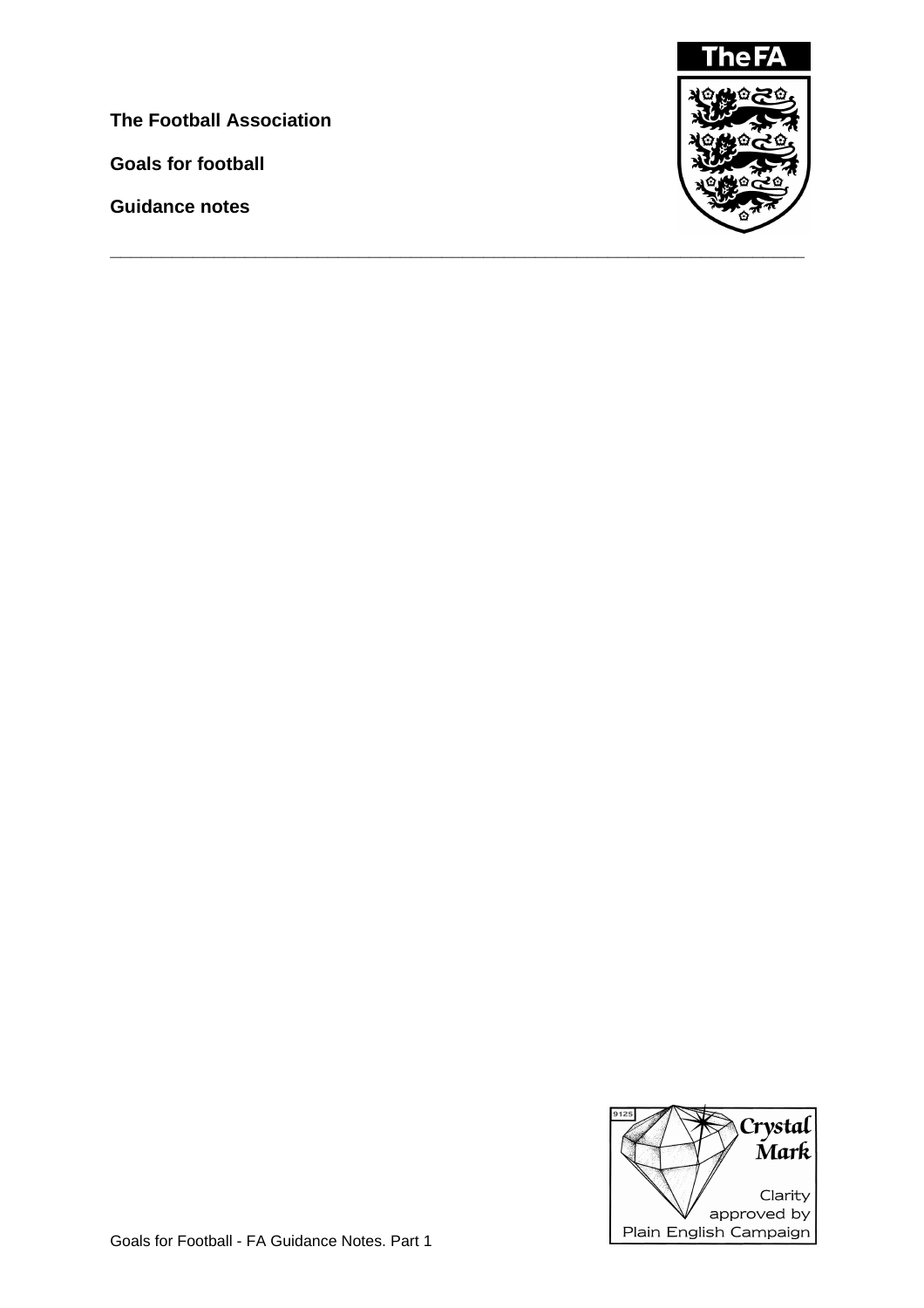**The Football Association**

**Goals for football**

**Guidance notes**

---

Goals for Football - FA Guidance Notes. Part 1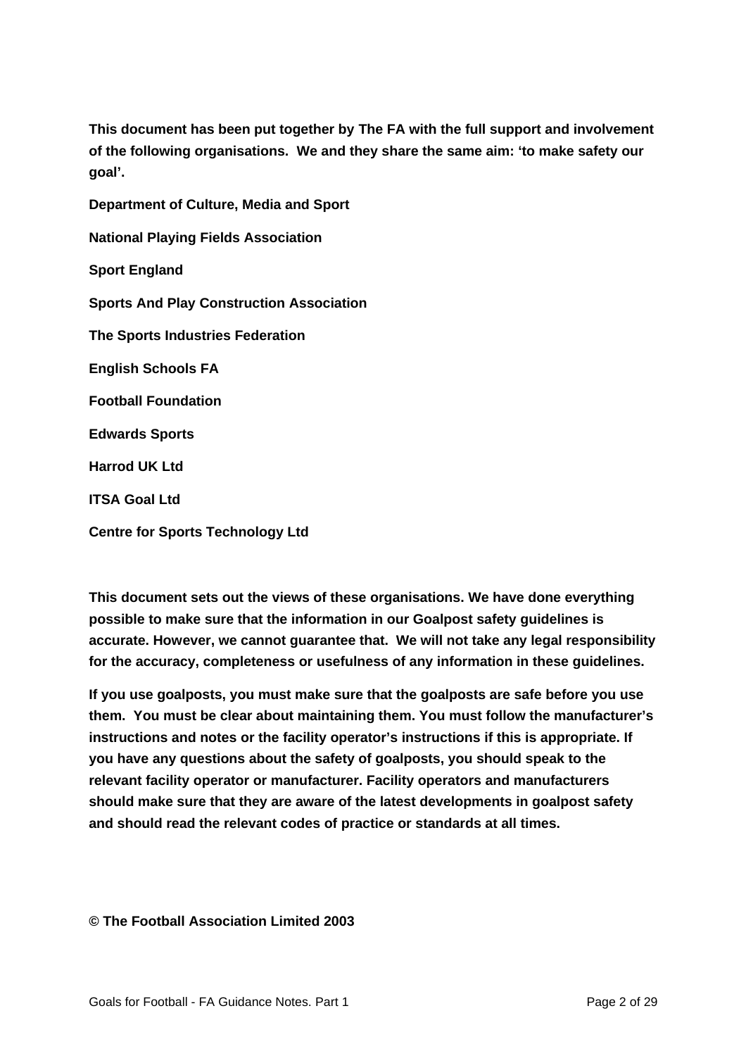**This document has been put together by The FA with the full support and involvement of the following organisations. We and they share the same aim: 'to make safety our goal'.**

**Department of Culture, Media and Sport**

**National Playing Fields Association**

**Sport England**

**Sports And Play Construction Association**

**The Sports Industries Federation**

**English Schools FA**

**Football Foundation**

**Edwards Sports**

**Harrod UK Ltd**

**ITSA Goal Ltd**

**Centre for Sports Technology Ltd**

**This document sets out the views of these organisations. We have done everything possible to make sure that the information in our Goalpost safety guidelines is accurate. However, we cannot guarantee that. We will not take any legal responsibility for the accuracy, completeness or usefulness of any information in these guidelines.**

**If you use goalposts, you must make sure that the goalposts are safe before you use them. You must be clear about maintaining them. You must follow the manufacturer's instructions and notes or the facility operator's instructions if this is appropriate. If you have any questions about the safety of goalposts, you should speak to the relevant facility operator or manufacturer. Facility operators and manufacturers should make sure that they are aware of the latest developments in goalpost safety and should read the relevant codes of practice or standards at all times.**

**© The Football Association Limited 2003**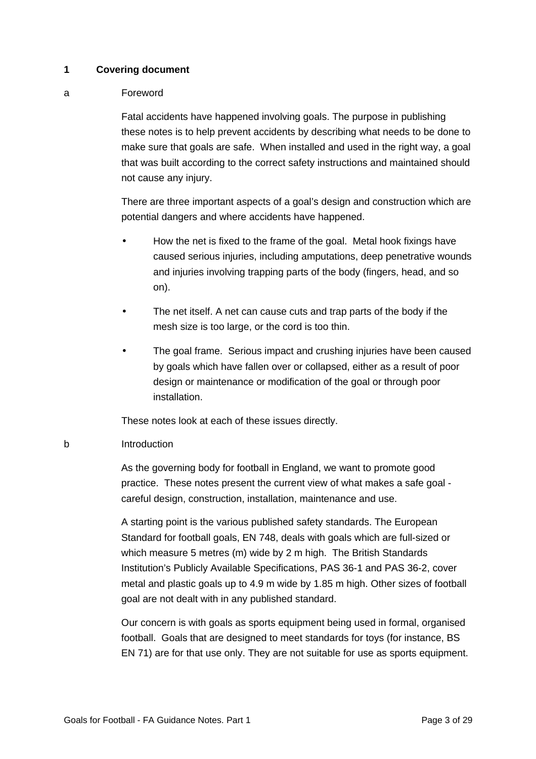## 1 Covering document

### a Foreword

Fatal accidents have happened involving goals. The purpose in publishing these notes is to help prevent accidents by describing what needs to be done to make sure that goals are safe. When installed and used in the right way, a goal that was built according to the correct safety instructions and maintained should not cause any injury.

There are three important aspects of a goal's design and construction which are potential dangers and where accidents have happened.

- How the net is fixed to the frame of the goal. Metal hook fixings have caused serious injuries, including amputations, deep penetrative wounds and injuries involving trapping parts of the body (fingers, head, and so on).
- The net itself. A net can cause cuts and trap parts of the body if the mesh size is too large, or the cord is too thin.
- The goal frame. Serious impact and crushing injuries have been caused by goals which have fallen over or collapsed, either as a result of poor design or maintenance or modification of the goal or through poor installation.

These notes look at each of these issues directly.

### b Introduction

As the governing body for football in England, we want to promote good practice. These notes present the current view of what makes a safe goal - careful design, construction, installation, maintenance and use.

A starting point is the various published safety standards. The European Standard for football goals, EN 748, deals with goals which are full-sized or which measure 5 metres (m) wide by 2 m high. The British Standards Institution's Publicly Available Specifications, PAS 36-1 and PAS 36-2, cover metal and plastic goals up to 4.9 m wide by 1.85 m high. Other sizes of football goal are not dealt with in any published standard.

Our concern is with goals as sports equipment being used in formal, organised football. Goals that are designed to meet standards for toys (for instance, BS EN 71) are for that use only. They are not suitable for use as sports equipment.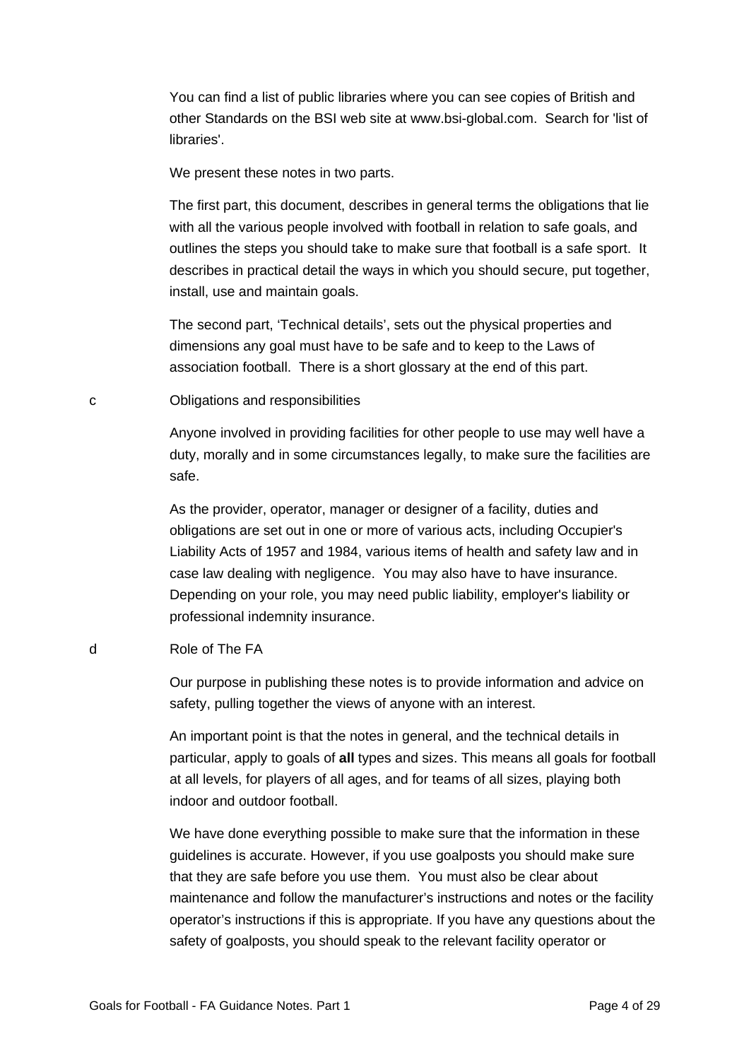You can find a list of public libraries where you can see copies of British and other Standards on the BSI web site at www.bsi-global.com. Search for 'list of libraries'.

We present these notes in two parts.

The first part, this document, describes in general terms the obligations that lie with all the various people involved with football in relation to safe goals, and outlines the steps you should take to make sure that football is a safe sport. It describes in practical detail the ways in which you should secure, put together, install, use and maintain goals.

The second part, 'Technical details', sets out the physical properties and dimensions any goal must have to be safe and to keep to the Laws of association football. There is a short glossary at the end of this part.

## c Obligations and responsibilities

Anyone involved in providing facilities for other people to use may well have a duty, morally and in some circumstances legally, to make sure the facilities are safe.

As the provider, operator, manager or designer of a facility, duties and obligations are set out in one or more of various acts, including Occupier's Liability Acts of 1957 and 1984, various items of health and safety law and in case law dealing with negligence. You may also have to have insurance. Depending on your role, you may need public liability, employer's liability or professional indemnity insurance.

## d Role of The FA

Our purpose in publishing these notes is to provide information and advice on safety, pulling together the views of anyone with an interest.

An important point is that the notes in general, and the technical details in particular, apply to goals of **all** types and sizes. This means all goals for football at all levels, for players of all ages, and for teams of all sizes, playing both indoor and outdoor football.

We have done everything possible to make sure that the information in these guidelines is accurate. However, if you use goalposts you should make sure that they are safe before you use them. You must also be clear about maintenance and follow the manufacturer's instructions and notes or the facility operator's instructions if this is appropriate. If you have any questions about the safety of goalposts, you should speak to the relevant facility operator or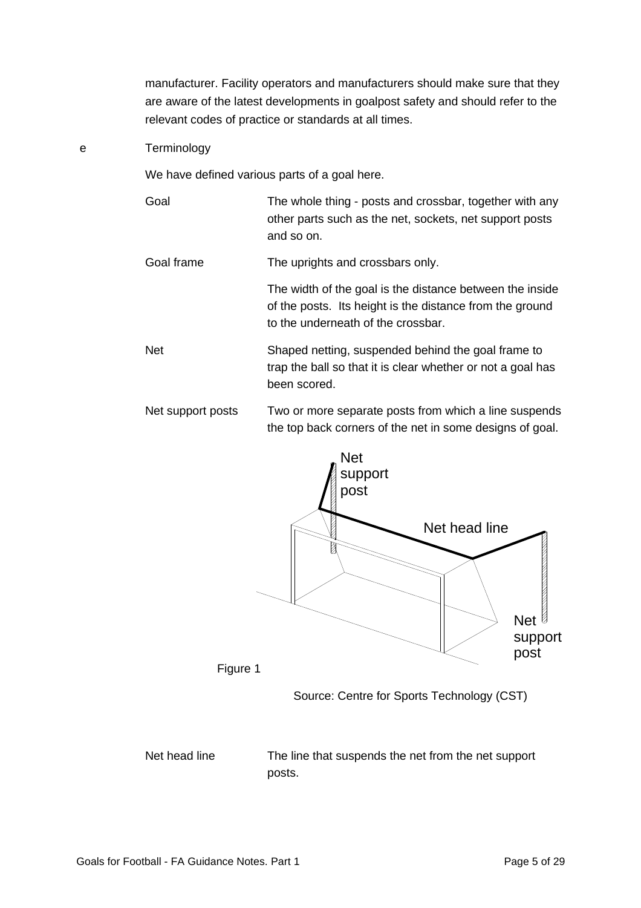manufacturer. Facility operators and manufacturers should make sure that they are aware of the latest developments in goalpost safety and should refer to the relevant codes of practice or standards at all times.

e Terminology

We have defined various parts of a goal here.

| | |
|---|---|
| Goal | The whole thing - posts and crossbar, together with any other parts such as the net, sockets, net support posts and so on. |
| Goal frame | The uprights and crossbars only. |
| | The width of the goal is the distance between the inside of the posts. Its height is the distance from the ground to the underneath of the crossbar. |
| Net | Shaped netting, suspended behind the goal frame to trap the ball so that it is clear whether or not a goal has been scored. |
| Net support posts | Two or more separate posts from which a line suspends the top back corners of the net in some designs of goal. |

Figure 1

Source: Centre for Sports Technology (CST)

| | |
|---|---|
| Net head line | The line that suspends the net from the net support posts. |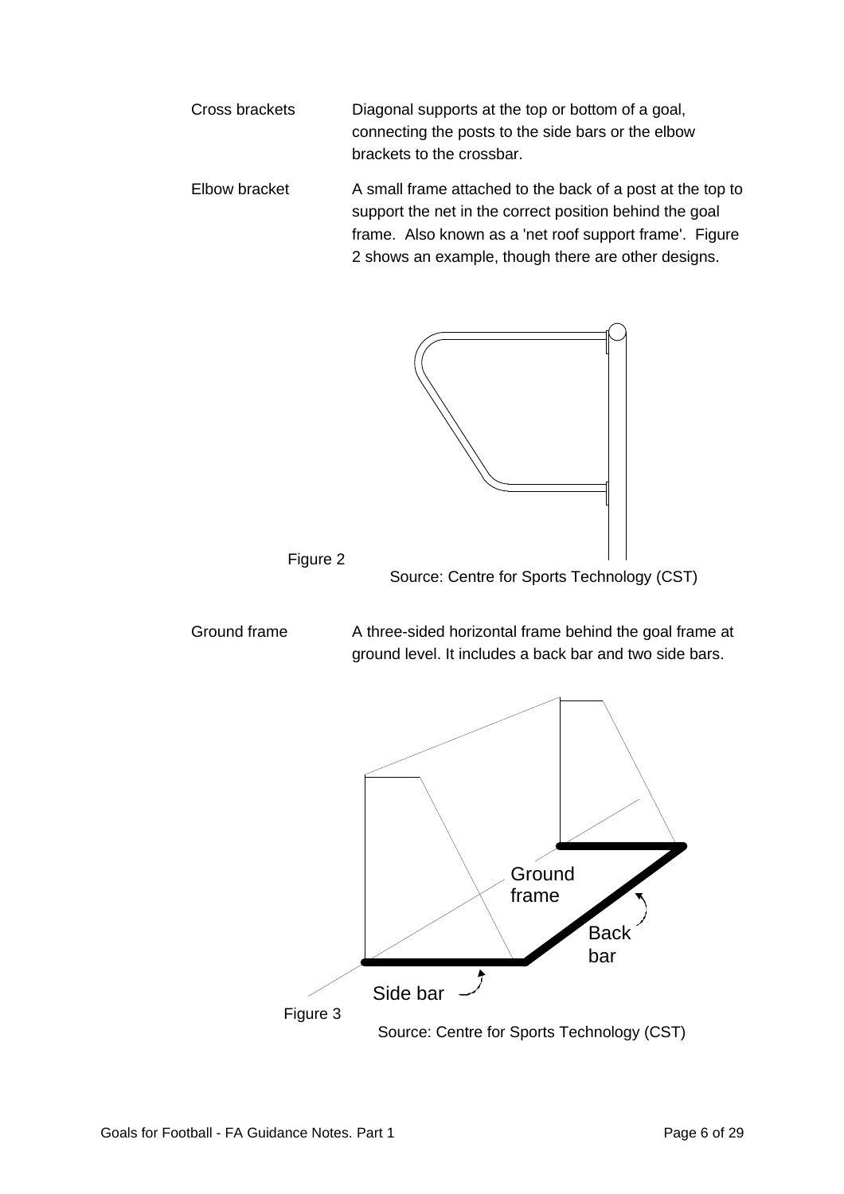Cross brackets — Diagonal supports at the top or bottom of a goal, connecting the posts to the side bars or the elbow brackets to the crossbar.

Elbow bracket — A small frame attached to the back of a post at the top to support the net in the correct position behind the goal frame. Also known as a 'net roof support frame'. Figure 2 shows an example, though there are other designs.

Figure 2

Source: Centre for Sports Technology (CST)

Ground frame — A three-sided horizontal frame behind the goal frame at ground level. It includes a back bar and two side bars.

Figure 3

Source: Centre for Sports Technology (CST)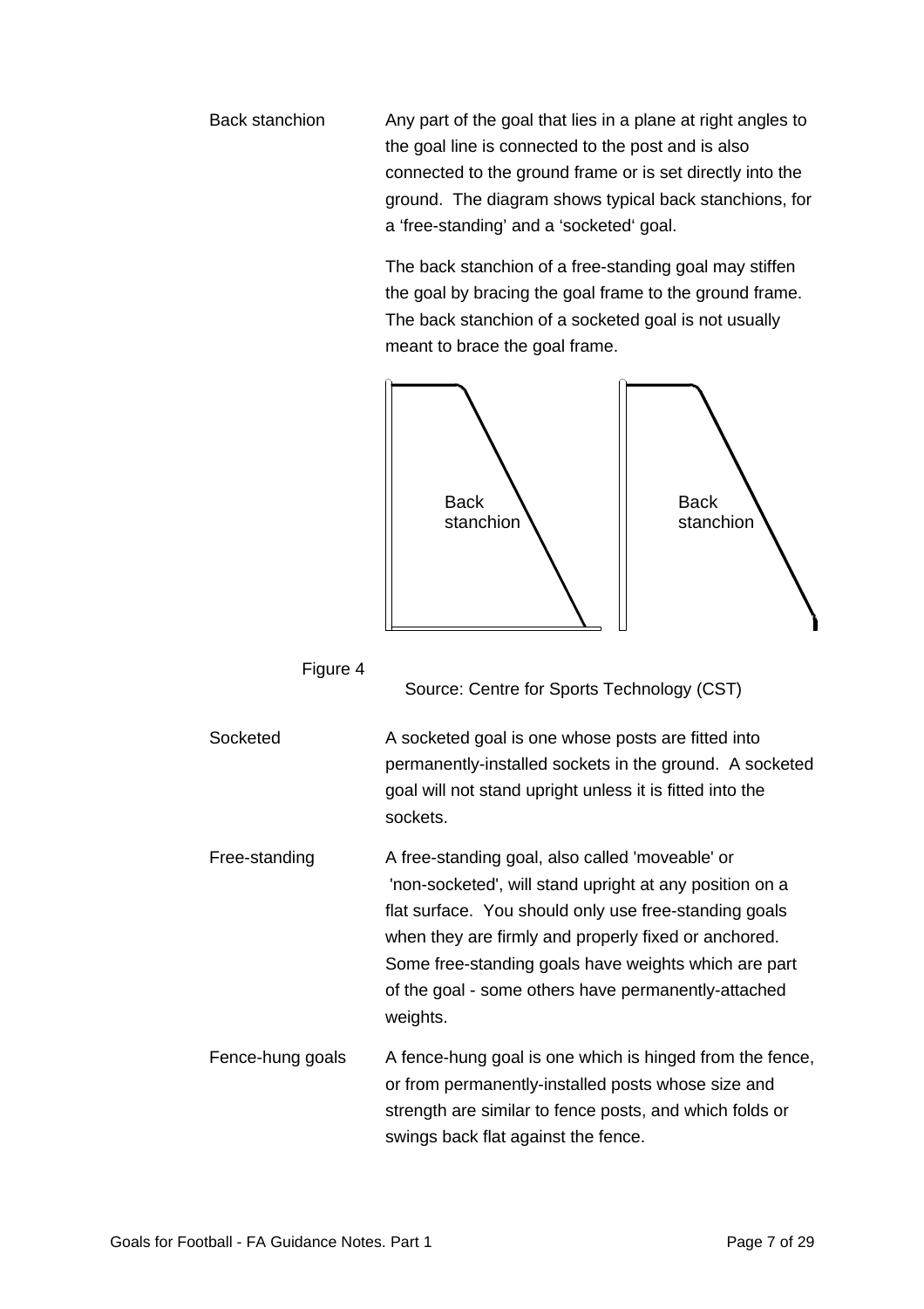**Back stanchion**

Any part of the goal that lies in a plane at right angles to the goal line is connected to the post and is also connected to the ground frame or is set directly into the ground. The diagram shows typical back stanchions, for a 'free-standing' and a 'socketed' goal.

The back stanchion of a free-standing goal may stiffen the goal by bracing the goal frame to the ground frame. The back stanchion of a socketed goal is not usually meant to brace the goal frame.

Back stanchion

Back stanchion

Figure 4

Source: Centre for Sports Technology (CST)

**Socketed**

A socketed goal is one whose posts are fitted into permanently-installed sockets in the ground. A socketed goal will not stand upright unless it is fitted into the sockets.

**Free-standing**

A free-standing goal, also called 'moveable' or 'non-socketed', will stand upright at any position on a flat surface. You should only use free-standing goals when they are firmly and properly fixed or anchored. Some free-standing goals have weights which are part of the goal - some others have permanently-attached weights.

**Fence-hung goals**

A fence-hung goal is one which is hinged from the fence, or from permanently-installed posts whose size and strength are similar to fence posts, and which folds or swings back flat against the fence.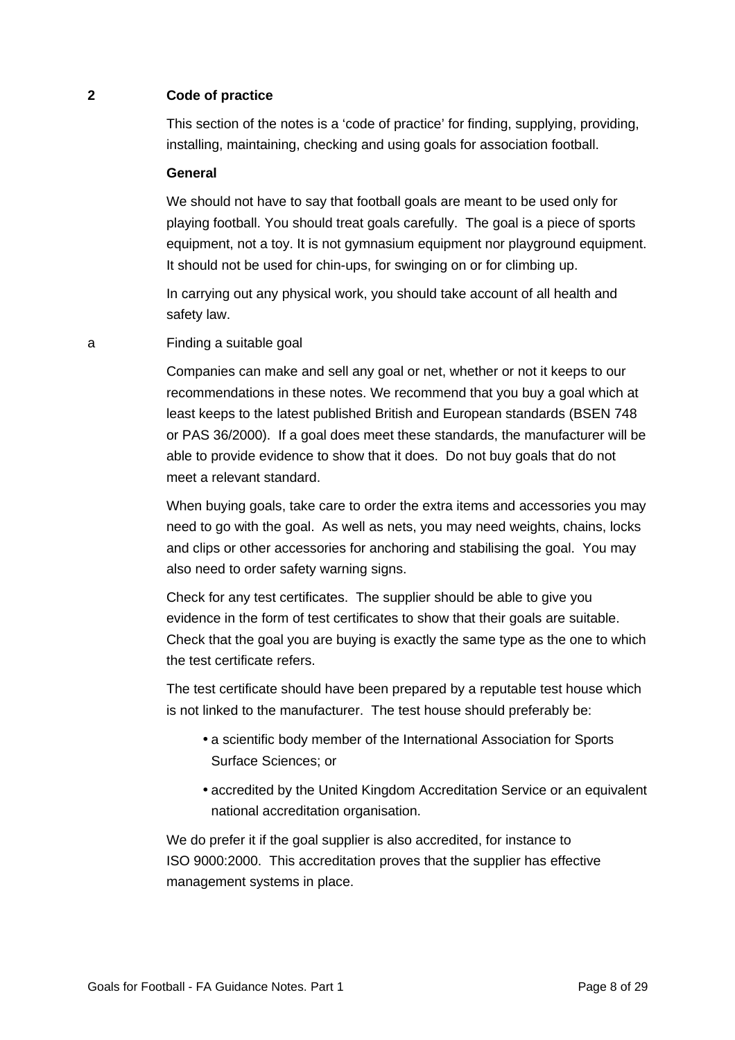## 2 Code of practice

This section of the notes is a 'code of practice' for finding, supplying, providing, installing, maintaining, checking and using goals for association football.

### General

We should not have to say that football goals are meant to be used only for playing football. You should treat goals carefully. The goal is a piece of sports equipment, not a toy. It is not gymnasium equipment nor playground equipment. It should not be used for chin-ups, for swinging on or for climbing up.

In carrying out any physical work, you should take account of all health and safety law.

### a Finding a suitable goal

Companies can make and sell any goal or net, whether or not it keeps to our recommendations in these notes. We recommend that you buy a goal which at least keeps to the latest published British and European standards (BSEN 748 or PAS 36/2000). If a goal does meet these standards, the manufacturer will be able to provide evidence to show that it does. Do not buy goals that do not meet a relevant standard.

When buying goals, take care to order the extra items and accessories you may need to go with the goal. As well as nets, you may need weights, chains, locks and clips or other accessories for anchoring and stabilising the goal. You may also need to order safety warning signs.

Check for any test certificates. The supplier should be able to give you evidence in the form of test certificates to show that their goals are suitable. Check that the goal you are buying is exactly the same type as the one to which the test certificate refers.

The test certificate should have been prepared by a reputable test house which is not linked to the manufacturer. The test house should preferably be:

- a scientific body member of the International Association for Sports Surface Sciences; or
- accredited by the United Kingdom Accreditation Service or an equivalent national accreditation organisation.

We do prefer it if the goal supplier is also accredited, for instance to ISO 9000:2000. This accreditation proves that the supplier has effective management systems in place.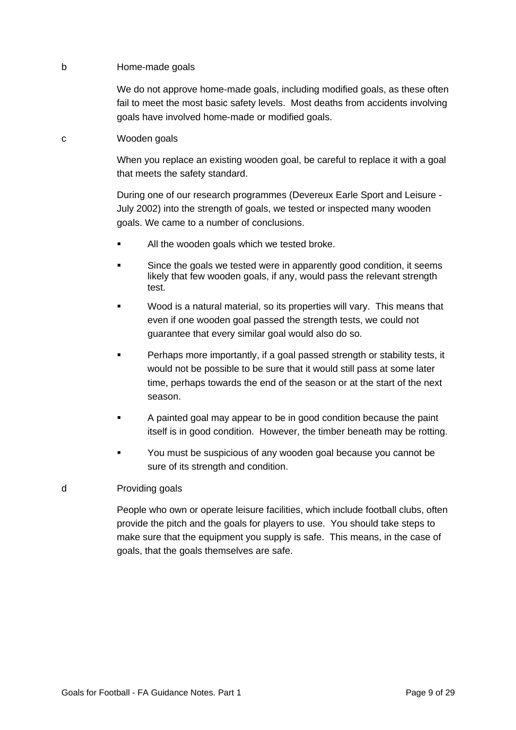b Home-made goals

We do not approve home-made goals, including modified goals, as these often fail to meet the most basic safety levels. Most deaths from accidents involving goals have involved home-made or modified goals.

c Wooden goals

When you replace an existing wooden goal, be careful to replace it with a goal that meets the safety standard.

During one of our research programmes (Devereux Earle Sport and Leisure - July 2002) into the strength of goals, we tested or inspected many wooden goals. We came to a number of conclusions.

- All the wooden goals which we tested broke.
- Since the goals we tested were in apparently good condition, it seems likely that few wooden goals, if any, would pass the relevant strength test.
- Wood is a natural material, so its properties will vary. This means that even if one wooden goal passed the strength tests, we could not guarantee that every similar goal would also do so.
- Perhaps more importantly, if a goal passed strength or stability tests, it would not be possible to be sure that it would still pass at some later time, perhaps towards the end of the season or at the start of the next season.
- A painted goal may appear to be in good condition because the paint itself is in good condition. However, the timber beneath may be rotting.
- You must be suspicious of any wooden goal because you cannot be sure of its strength and condition.

d Providing goals

People who own or operate leisure facilities, which include football clubs, often provide the pitch and the goals for players to use. You should take steps to make sure that the equipment you supply is safe. This means, in the case of goals, that the goals themselves are safe.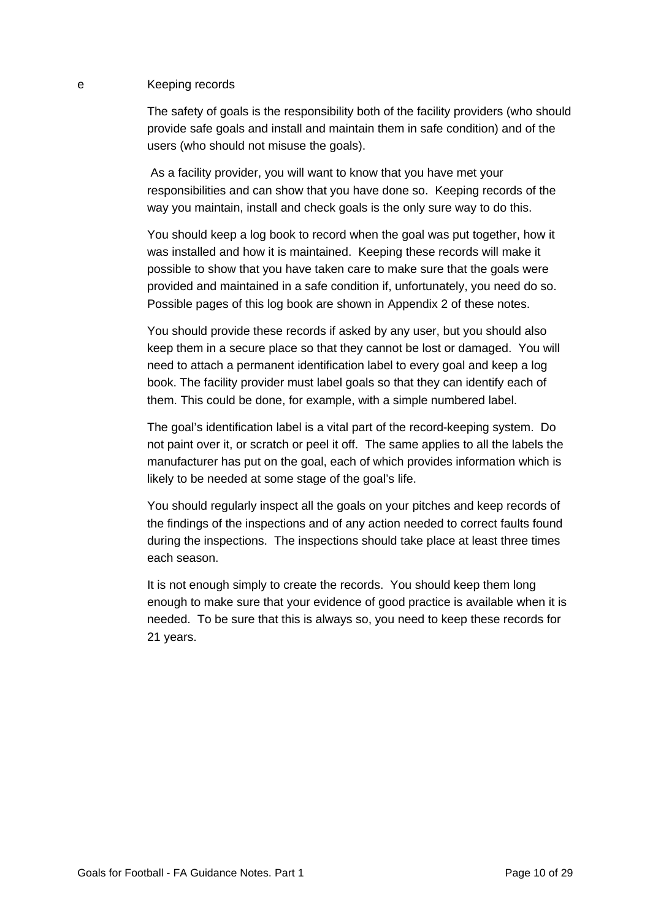## e Keeping records

The safety of goals is the responsibility both of the facility providers (who should provide safe goals and install and maintain them in safe condition) and of the users (who should not misuse the goals).

As a facility provider, you will want to know that you have met your responsibilities and can show that you have done so. Keeping records of the way you maintain, install and check goals is the only sure way to do this.

You should keep a log book to record when the goal was put together, how it was installed and how it is maintained. Keeping these records will make it possible to show that you have taken care to make sure that the goals were provided and maintained in a safe condition if, unfortunately, you need do so. Possible pages of this log book are shown in Appendix 2 of these notes.

You should provide these records if asked by any user, but you should also keep them in a secure place so that they cannot be lost or damaged. You will need to attach a permanent identification label to every goal and keep a log book. The facility provider must label goals so that they can identify each of them. This could be done, for example, with a simple numbered label.

The goal's identification label is a vital part of the record-keeping system. Do not paint over it, or scratch or peel it off. The same applies to all the labels the manufacturer has put on the goal, each of which provides information which is likely to be needed at some stage of the goal's life.

You should regularly inspect all the goals on your pitches and keep records of the findings of the inspections and of any action needed to correct faults found during the inspections. The inspections should take place at least three times each season.

It is not enough simply to create the records. You should keep them long enough to make sure that your evidence of good practice is available when it is needed. To be sure that this is always so, you need to keep these records for 21 years.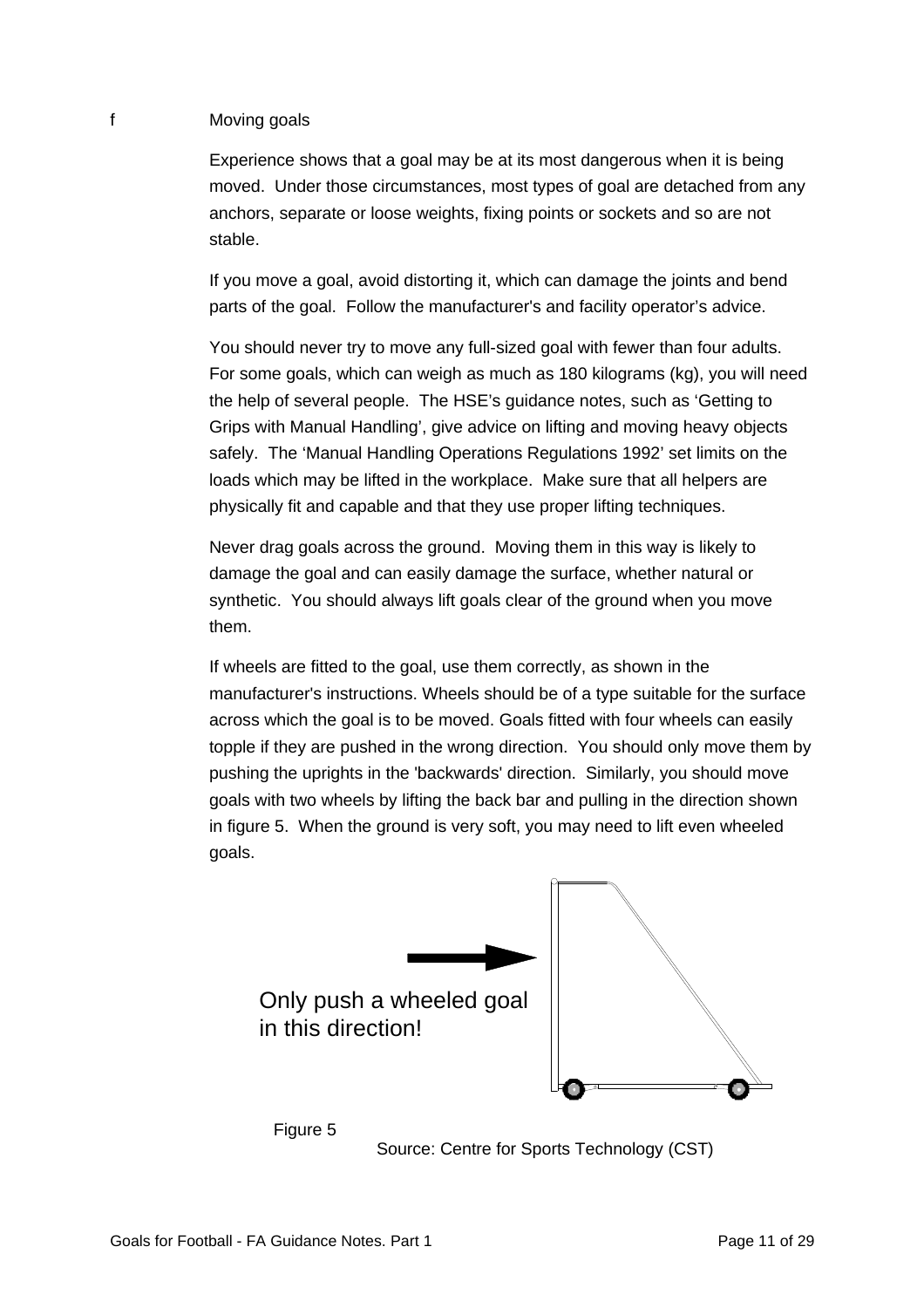f Moving goals

Experience shows that a goal may be at its most dangerous when it is being moved. Under those circumstances, most types of goal are detached from any anchors, separate or loose weights, fixing points or sockets and so are not stable.

If you move a goal, avoid distorting it, which can damage the joints and bend parts of the goal. Follow the manufacturer's and facility operator's advice.

You should never try to move any full-sized goal with fewer than four adults. For some goals, which can weigh as much as 180 kilograms (kg), you will need the help of several people. The HSE's guidance notes, such as 'Getting to Grips with Manual Handling', give advice on lifting and moving heavy objects safely. The 'Manual Handling Operations Regulations 1992' set limits on the loads which may be lifted in the workplace. Make sure that all helpers are physically fit and capable and that they use proper lifting techniques.

Never drag goals across the ground. Moving them in this way is likely to damage the goal and can easily damage the surface, whether natural or synthetic. You should always lift goals clear of the ground when you move them.

If wheels are fitted to the goal, use them correctly, as shown in the manufacturer's instructions. Wheels should be of a type suitable for the surface across which the goal is to be moved. Goals fitted with four wheels can easily topple if they are pushed in the wrong direction. You should only move them by pushing the uprights in the 'backwards' direction. Similarly, you should move goals with two wheels by lifting the back bar and pulling in the direction shown in figure 5. When the ground is very soft, you may need to lift even wheeled goals.

Only push a wheeled goal in this direction!

Figure 5

Source: Centre for Sports Technology (CST)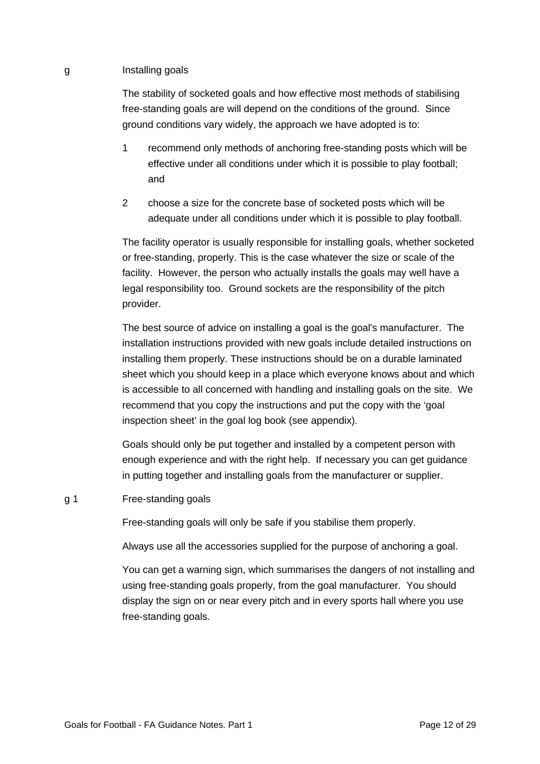## g Installing goals

The stability of socketed goals and how effective most methods of stabilising free-standing goals are will depend on the conditions of the ground. Since ground conditions vary widely, the approach we have adopted is to:

1. recommend only methods of anchoring free-standing posts which will be effective under all conditions under which it is possible to play football; and
2. choose a size for the concrete base of socketed posts which will be adequate under all conditions under which it is possible to play football.

The facility operator is usually responsible for installing goals, whether socketed or free-standing, properly. This is the case whatever the size or scale of the facility. However, the person who actually installs the goals may well have a legal responsibility too. Ground sockets are the responsibility of the pitch provider.

The best source of advice on installing a goal is the goal's manufacturer. The installation instructions provided with new goals include detailed instructions on installing them properly. These instructions should be on a durable laminated sheet which you should keep in a place which everyone knows about and which is accessible to all concerned with handling and installing goals on the site. We recommend that you copy the instructions and put the copy with the 'goal inspection sheet' in the goal log book (see appendix).

Goals should only be put together and installed by a competent person with enough experience and with the right help. If necessary you can get guidance in putting together and installing goals from the manufacturer or supplier.

### g 1 Free-standing goals

Free-standing goals will only be safe if you stabilise them properly.

Always use all the accessories supplied for the purpose of anchoring a goal.

You can get a warning sign, which summarises the dangers of not installing and using free-standing goals properly, from the goal manufacturer. You should display the sign on or near every pitch and in every sports hall where you use free-standing goals.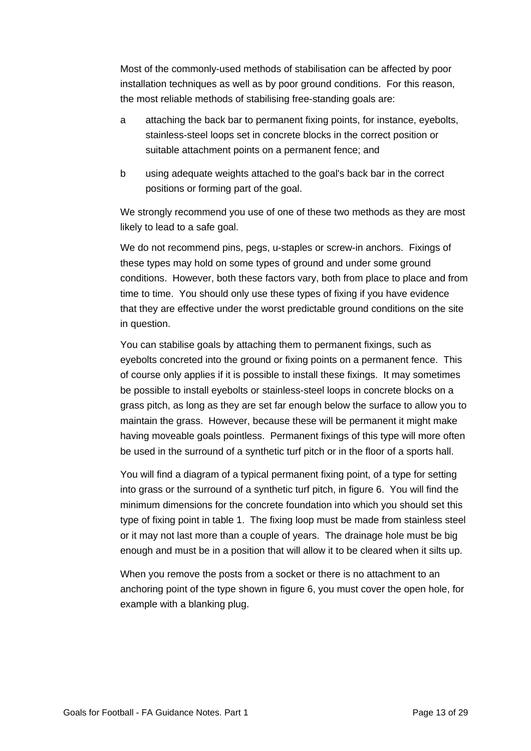Most of the commonly-used methods of stabilisation can be affected by poor installation techniques as well as by poor ground conditions. For this reason, the most reliable methods of stabilising free-standing goals are:

a attaching the back bar to permanent fixing points, for instance, eyebolts, stainless-steel loops set in concrete blocks in the correct position or suitable attachment points on a permanent fence; and

b using adequate weights attached to the goal's back bar in the correct positions or forming part of the goal.

We strongly recommend you use of one of these two methods as they are most likely to lead to a safe goal.

We do not recommend pins, pegs, u-staples or screw-in anchors. Fixings of these types may hold on some types of ground and under some ground conditions. However, both these factors vary, both from place to place and from time to time. You should only use these types of fixing if you have evidence that they are effective under the worst predictable ground conditions on the site in question.

You can stabilise goals by attaching them to permanent fixings, such as eyebolts concreted into the ground or fixing points on a permanent fence. This of course only applies if it is possible to install these fixings. It may sometimes be possible to install eyebolts or stainless-steel loops in concrete blocks on a grass pitch, as long as they are set far enough below the surface to allow you to maintain the grass. However, because these will be permanent it might make having moveable goals pointless. Permanent fixings of this type will more often be used in the surround of a synthetic turf pitch or in the floor of a sports hall.

You will find a diagram of a typical permanent fixing point, of a type for setting into grass or the surround of a synthetic turf pitch, in figure 6. You will find the minimum dimensions for the concrete foundation into which you should set this type of fixing point in table 1. The fixing loop must be made from stainless steel or it may not last more than a couple of years. The drainage hole must be big enough and must be in a position that will allow it to be cleared when it silts up.

When you remove the posts from a socket or there is no attachment to an anchoring point of the type shown in figure 6, you must cover the open hole, for example with a blanking plug.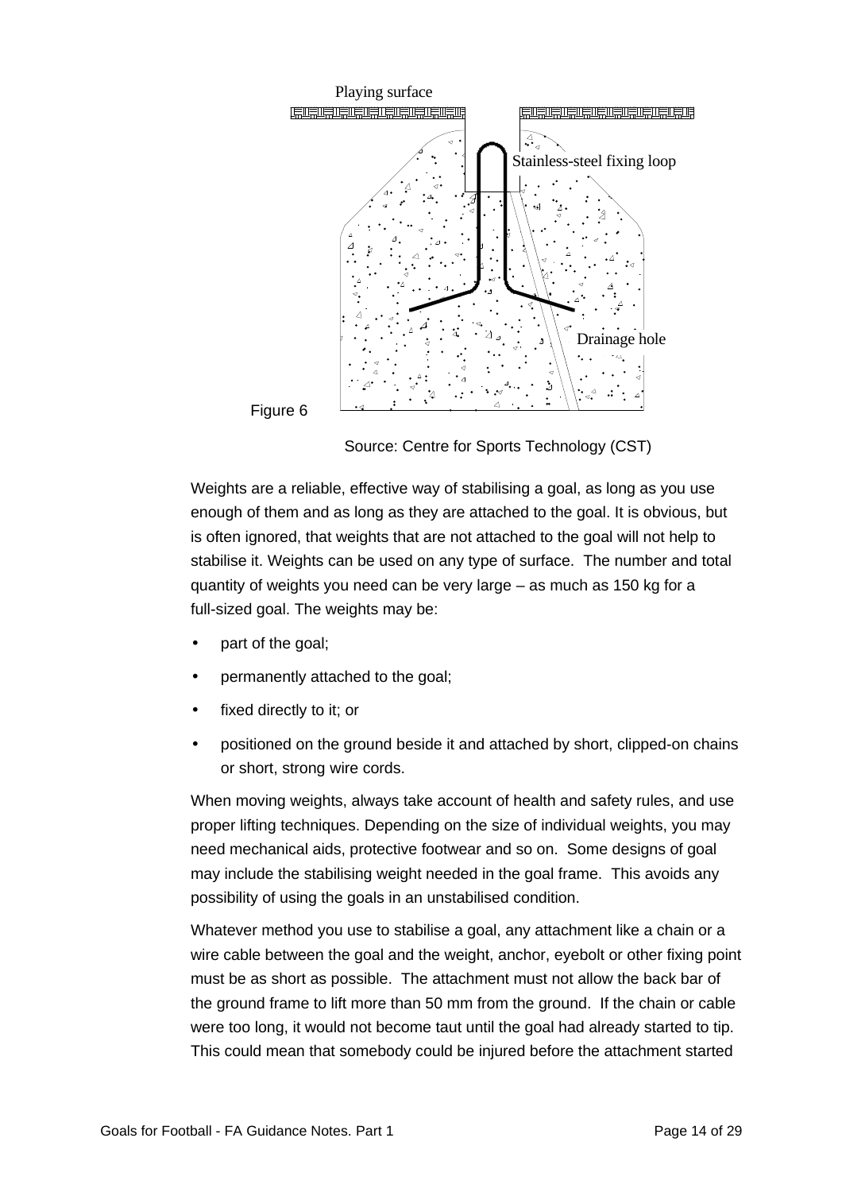Playing surface

Stainless-steel fixing loop

Drainage hole

Figure 6

Source: Centre for Sports Technology (CST)

Weights are a reliable, effective way of stabilising a goal, as long as you use enough of them and as long as they are attached to the goal. It is obvious, but is often ignored, that weights that are not attached to the goal will not help to stabilise it. Weights can be used on any type of surface. The number and total quantity of weights you need can be very large – as much as 150 kg for a full-sized goal. The weights may be:

- part of the goal;
- permanently attached to the goal;
- fixed directly to it; or
- positioned on the ground beside it and attached by short, clipped-on chains or short, strong wire cords.

When moving weights, always take account of health and safety rules, and use proper lifting techniques. Depending on the size of individual weights, you may need mechanical aids, protective footwear and so on. Some designs of goal may include the stabilising weight needed in the goal frame. This avoids any possibility of using the goals in an unstabilised condition.

Whatever method you use to stabilise a goal, any attachment like a chain or a wire cable between the goal and the weight, anchor, eyebolt or other fixing point must be as short as possible. The attachment must not allow the back bar of the ground frame to lift more than 50 mm from the ground. If the chain or cable were too long, it would not become taut until the goal had already started to tip. This could mean that somebody could be injured before the attachment started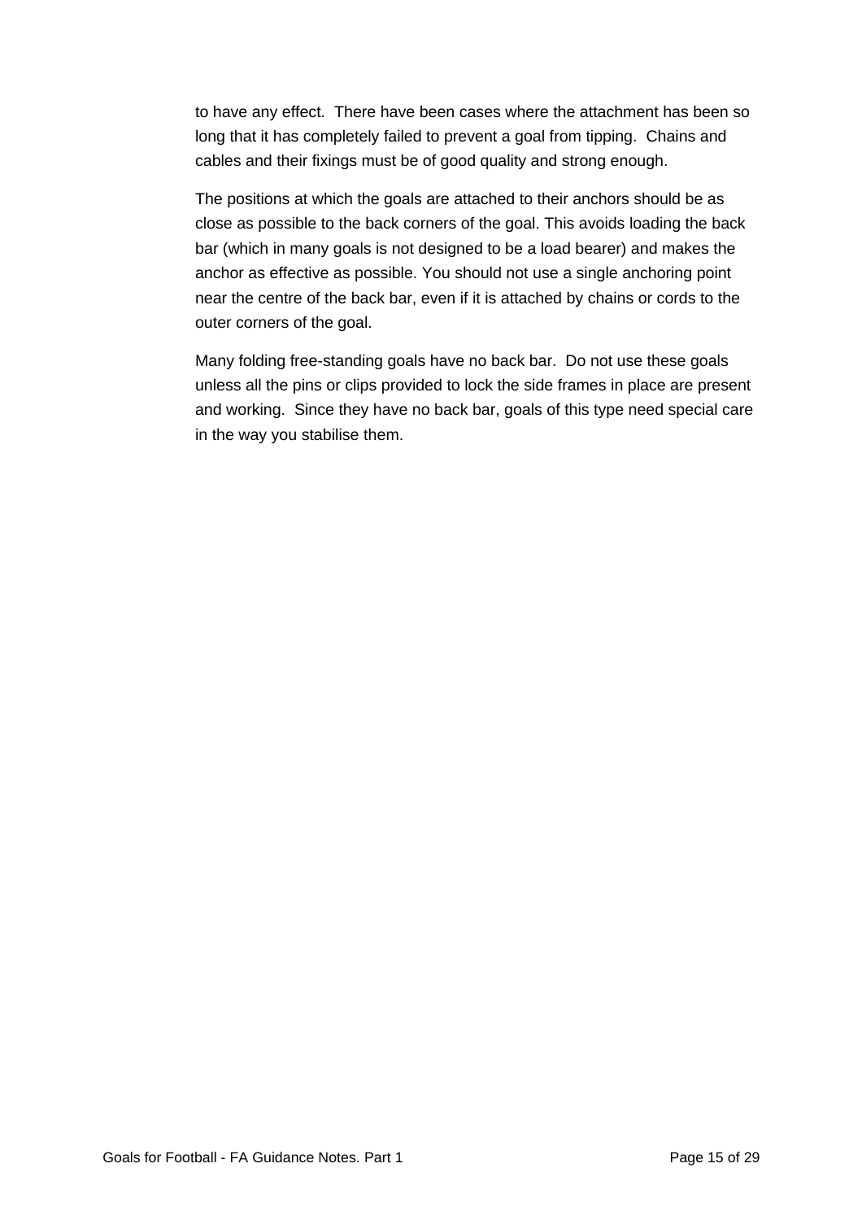to have any effect.  There have been cases where the attachment has been so long that it has completely failed to prevent a goal from tipping.  Chains and cables and their fixings must be of good quality and strong enough.

The positions at which the goals are attached to their anchors should be as close as possible to the back corners of the goal. This avoids loading the back bar (which in many goals is not designed to be a load bearer) and makes the anchor as effective as possible. You should not use a single anchoring point near the centre of the back bar, even if it is attached by chains or cords to the outer corners of the goal.

Many folding free-standing goals have no back bar.  Do not use these goals unless all the pins or clips provided to lock the side frames in place are present and working.  Since they have no back bar, goals of this type need special care in the way you stabilise them.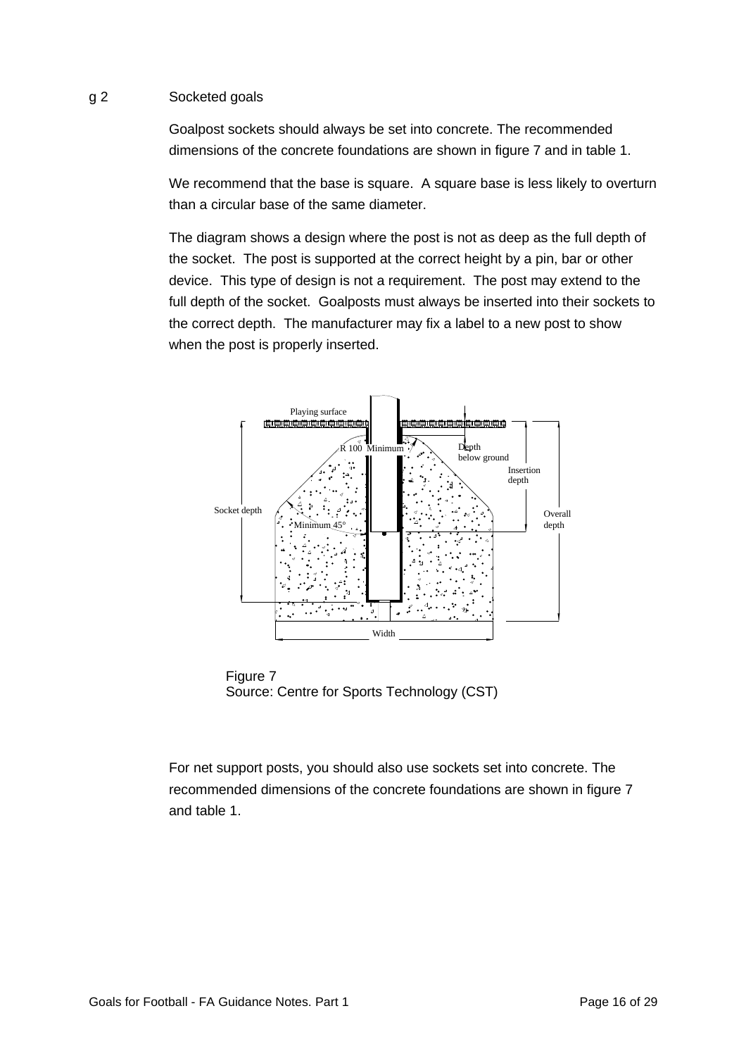## g 2 Socketed goals

Goalpost sockets should always be set into concrete. The recommended dimensions of the concrete foundations are shown in figure 7 and in table 1.

We recommend that the base is square. A square base is less likely to overturn than a circular base of the same diameter.

The diagram shows a design where the post is not as deep as the full depth of the socket. The post is supported at the correct height by a pin, bar or other device. This type of design is not a requirement. The post may extend to the full depth of the socket. Goalposts must always be inserted into their sockets to the correct depth. The manufacturer may fix a label to a new post to show when the post is properly inserted.

Playing surface

R 100 Minimum

Depth below ground

Insertion depth

Socket depth

Overall depth

Minimum 45°

Width

Figure 7
Source: Centre for Sports Technology (CST)

For net support posts, you should also use sockets set into concrete. The recommended dimensions of the concrete foundations are shown in figure 7 and table 1.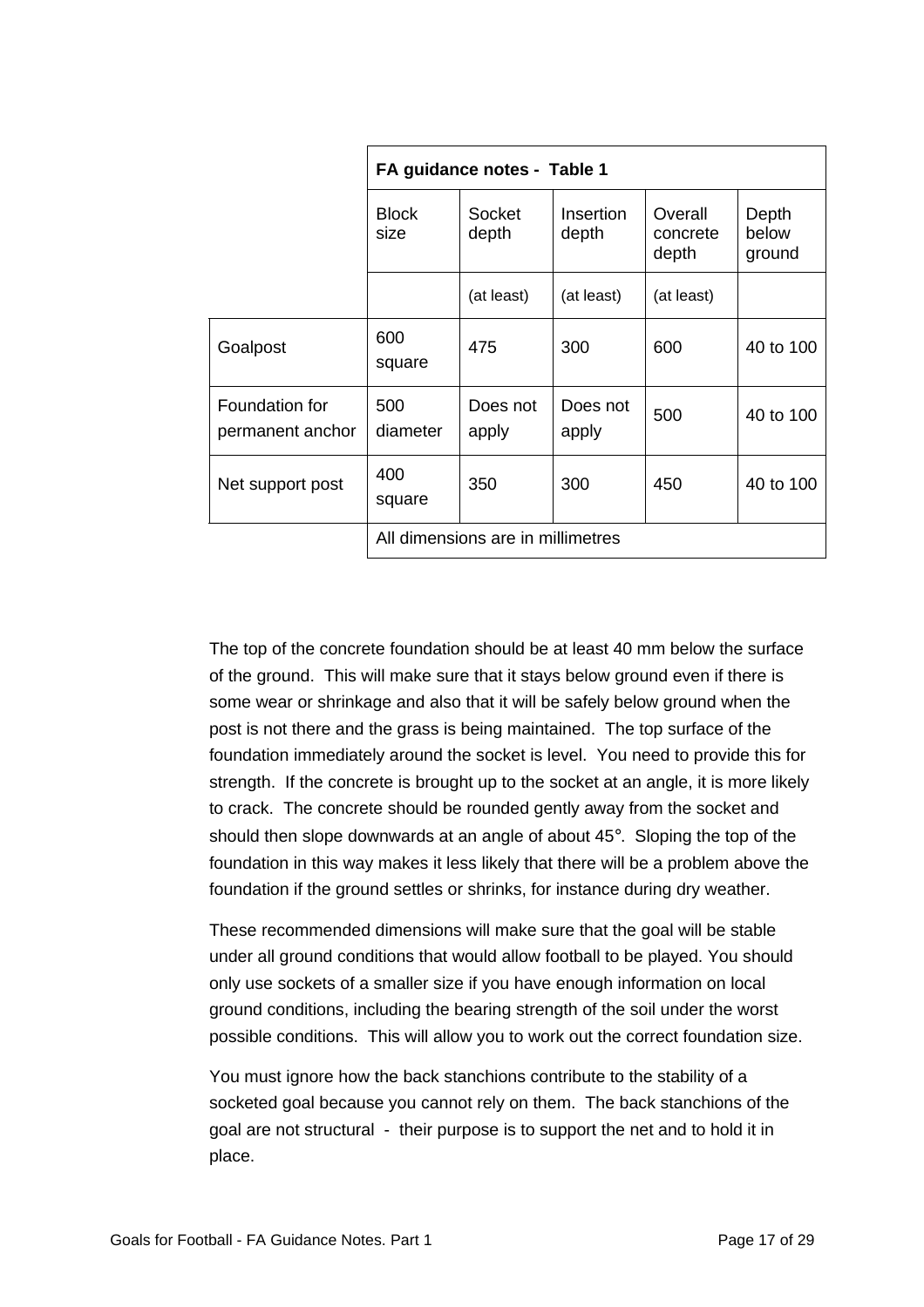| | FA guidance notes - Table 1 | | | | |
|---|---|---|---|---|---|
| | Block size | Socket depth | Insertion depth | Overall concrete depth | Depth below ground |
| | | (at least) | (at least) | (at least) | |
| Goalpost | 600 square | 475 | 300 | 600 | 40 to 100 |
| Foundation for permanent anchor | 500 diameter | Does not apply | Does not apply | 500 | 40 to 100 |
| Net support post | 400 square | 350 | 300 | 450 | 40 to 100 |
| | All dimensions are in millimetres | | | | |

The top of the concrete foundation should be at least 40 mm below the surface of the ground. This will make sure that it stays below ground even if there is some wear or shrinkage and also that it will be safely below ground when the post is not there and the grass is being maintained. The top surface of the foundation immediately around the socket is level. You need to provide this for strength. If the concrete is brought up to the socket at an angle, it is more likely to crack. The concrete should be rounded gently away from the socket and should then slope downwards at an angle of about 45°. Sloping the top of the foundation in this way makes it less likely that there will be a problem above the foundation if the ground settles or shrinks, for instance during dry weather.

These recommended dimensions will make sure that the goal will be stable under all ground conditions that would allow football to be played. You should only use sockets of a smaller size if you have enough information on local ground conditions, including the bearing strength of the soil under the worst possible conditions. This will allow you to work out the correct foundation size.

You must ignore how the back stanchions contribute to the stability of a socketed goal because you cannot rely on them. The back stanchions of the goal are not structural - their purpose is to support the net and to hold it in place.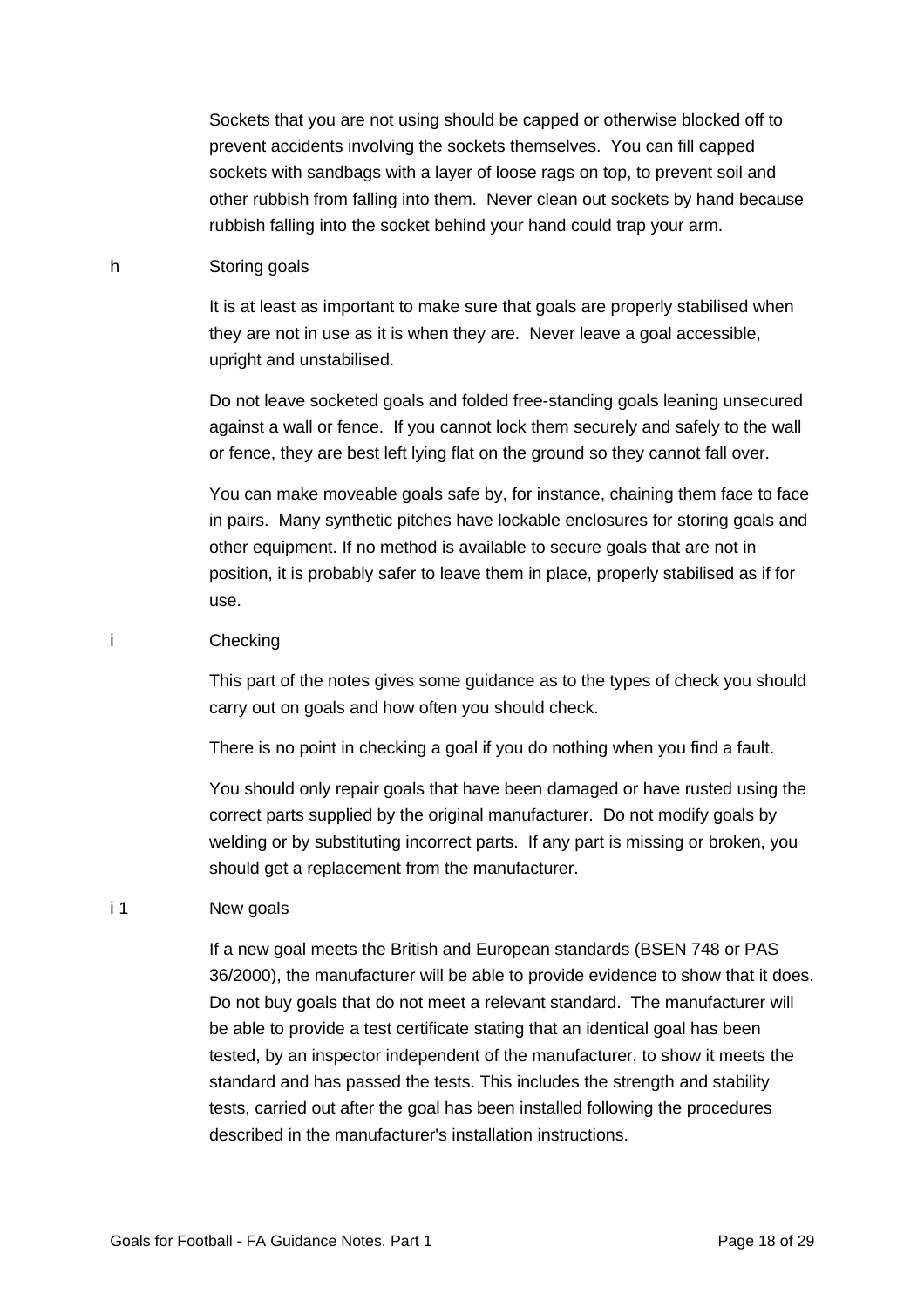Sockets that you are not using should be capped or otherwise blocked off to prevent accidents involving the sockets themselves. You can fill capped sockets with sandbags with a layer of loose rags on top, to prevent soil and other rubbish from falling into them. Never clean out sockets by hand because rubbish falling into the socket behind your hand could trap your arm.

## h Storing goals

It is at least as important to make sure that goals are properly stabilised when they are not in use as it is when they are. Never leave a goal accessible, upright and unstabilised.

Do not leave socketed goals and folded free-standing goals leaning unsecured against a wall or fence. If you cannot lock them securely and safely to the wall or fence, they are best left lying flat on the ground so they cannot fall over.

You can make moveable goals safe by, for instance, chaining them face to face in pairs. Many synthetic pitches have lockable enclosures for storing goals and other equipment. If no method is available to secure goals that are not in position, it is probably safer to leave them in place, properly stabilised as if for use.

## i Checking

This part of the notes gives some guidance as to the types of check you should carry out on goals and how often you should check.

There is no point in checking a goal if you do nothing when you find a fault.

You should only repair goals that have been damaged or have rusted using the correct parts supplied by the original manufacturer. Do not modify goals by welding or by substituting incorrect parts. If any part is missing or broken, you should get a replacement from the manufacturer.

### i 1 New goals

If a new goal meets the British and European standards (BSEN 748 or PAS 36/2000), the manufacturer will be able to provide evidence to show that it does. Do not buy goals that do not meet a relevant standard. The manufacturer will be able to provide a test certificate stating that an identical goal has been tested, by an inspector independent of the manufacturer, to show it meets the standard and has passed the tests. This includes the strength and stability tests, carried out after the goal has been installed following the procedures described in the manufacturer's installation instructions.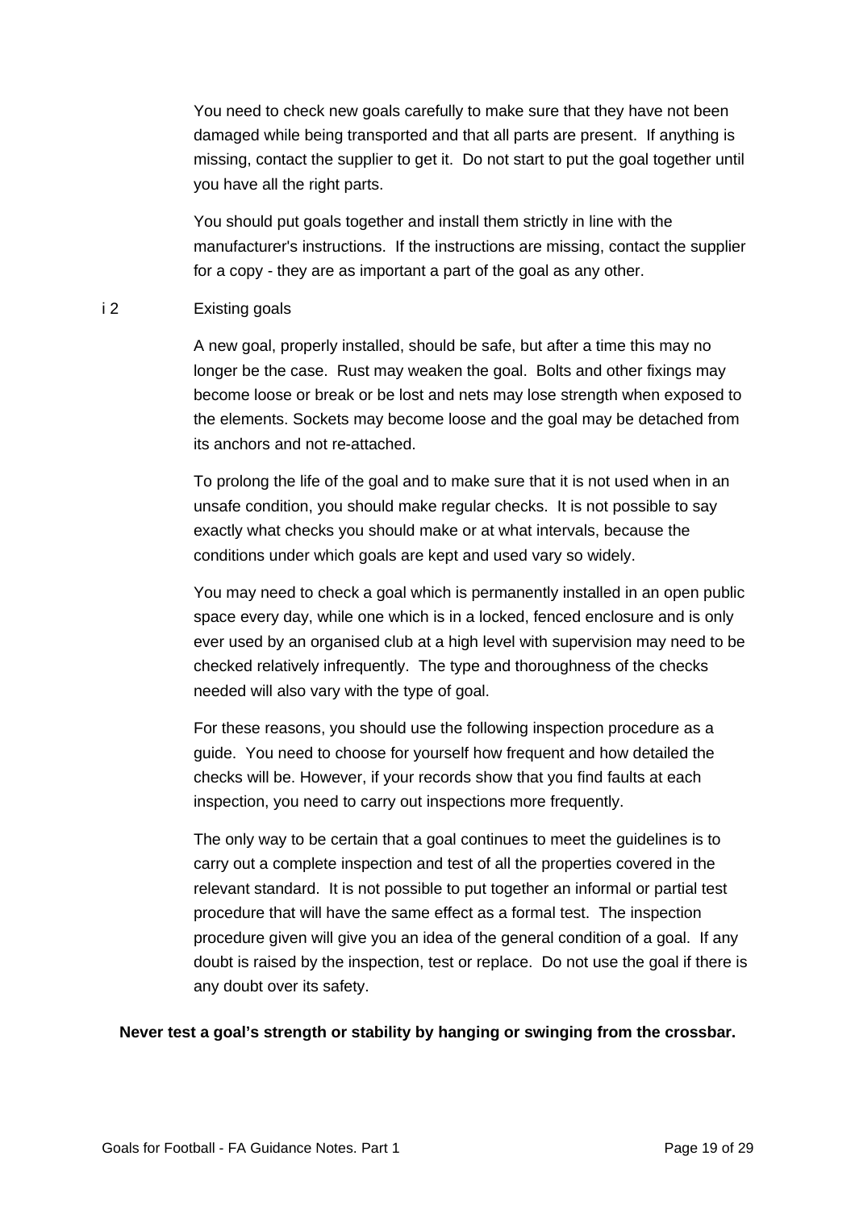You need to check new goals carefully to make sure that they have not been damaged while being transported and that all parts are present. If anything is missing, contact the supplier to get it. Do not start to put the goal together until you have all the right parts.

You should put goals together and install them strictly in line with the manufacturer's instructions. If the instructions are missing, contact the supplier for a copy - they are as important a part of the goal as any other.

### i 2 Existing goals

A new goal, properly installed, should be safe, but after a time this may no longer be the case. Rust may weaken the goal. Bolts and other fixings may become loose or break or be lost and nets may lose strength when exposed to the elements. Sockets may become loose and the goal may be detached from its anchors and not re-attached.

To prolong the life of the goal and to make sure that it is not used when in an unsafe condition, you should make regular checks. It is not possible to say exactly what checks you should make or at what intervals, because the conditions under which goals are kept and used vary so widely.

You may need to check a goal which is permanently installed in an open public space every day, while one which is in a locked, fenced enclosure and is only ever used by an organised club at a high level with supervision may need to be checked relatively infrequently. The type and thoroughness of the checks needed will also vary with the type of goal.

For these reasons, you should use the following inspection procedure as a guide. You need to choose for yourself how frequent and how detailed the checks will be. However, if your records show that you find faults at each inspection, you need to carry out inspections more frequently.

The only way to be certain that a goal continues to meet the guidelines is to carry out a complete inspection and test of all the properties covered in the relevant standard. It is not possible to put together an informal or partial test procedure that will have the same effect as a formal test. The inspection procedure given will give you an idea of the general condition of a goal. If any doubt is raised by the inspection, test or replace. Do not use the goal if there is any doubt over its safety.

**Never test a goal's strength or stability by hanging or swinging from the crossbar.**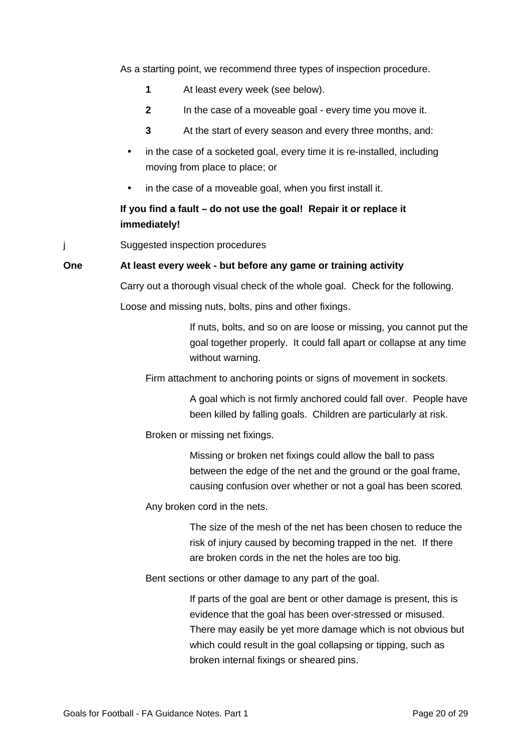As a starting point, we recommend three types of inspection procedure.

**1** At least every week (see below).

**2** In the case of a moveable goal - every time you move it.

**3** At the start of every season and every three months, and:

- in the case of a socketed goal, every time it is re-installed, including moving from place to place; or
- in the case of a moveable goal, when you first install it.

**If you find a fault – do not use the goal! Repair it or replace it immediately!**

j Suggested inspection procedures

**One At least every week - but before any game or training activity**

Carry out a thorough visual check of the whole goal. Check for the following.

Loose and missing nuts, bolts, pins and other fixings.

> If nuts, bolts, and so on are loose or missing, you cannot put the goal together properly. It could fall apart or collapse at any time without warning.

Firm attachment to anchoring points or signs of movement in sockets.

> A goal which is not firmly anchored could fall over. People have been killed by falling goals. Children are particularly at risk.

Broken or missing net fixings.

> Missing or broken net fixings could allow the ball to pass between the edge of the net and the ground or the goal frame, causing confusion over whether or not a goal has been scored.

Any broken cord in the nets.

> The size of the mesh of the net has been chosen to reduce the risk of injury caused by becoming trapped in the net. If there are broken cords in the net the holes are too big.

Bent sections or other damage to any part of the goal.

> If parts of the goal are bent or other damage is present, this is evidence that the goal has been over-stressed or misused. There may easily be yet more damage which is not obvious but which could result in the goal collapsing or tipping, such as broken internal fixings or sheared pins.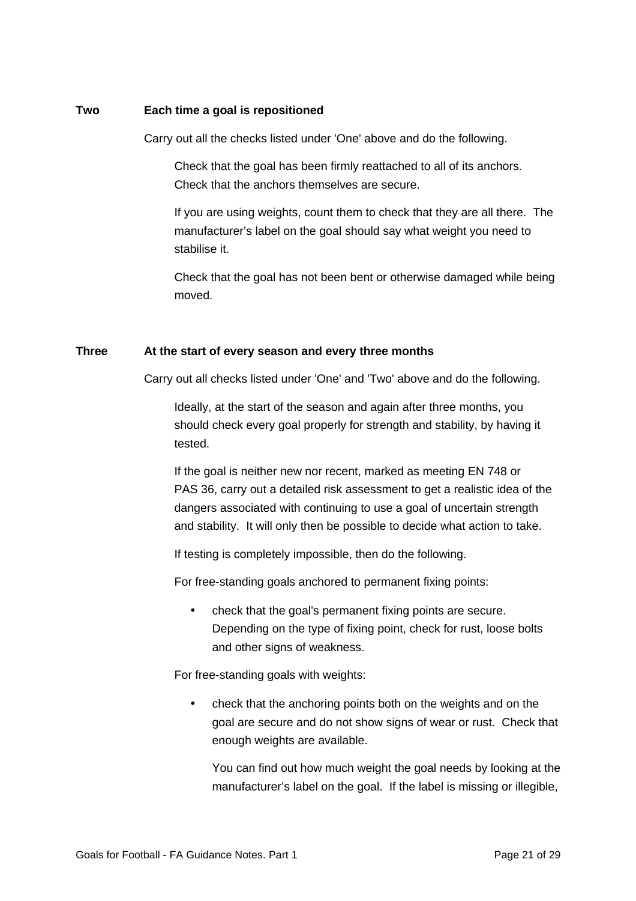**Two** **Each time a goal is repositioned**

Carry out all the checks listed under 'One' above and do the following.

Check that the goal has been firmly reattached to all of its anchors. Check that the anchors themselves are secure.

If you are using weights, count them to check that they are all there. The manufacturer's label on the goal should say what weight you need to stabilise it.

Check that the goal has not been bent or otherwise damaged while being moved.

**Three** **At the start of every season and every three months**

Carry out all checks listed under 'One' and 'Two' above and do the following.

Ideally, at the start of the season and again after three months, you should check every goal properly for strength and stability, by having it tested.

If the goal is neither new nor recent, marked as meeting EN 748 or PAS 36, carry out a detailed risk assessment to get a realistic idea of the dangers associated with continuing to use a goal of uncertain strength and stability. It will only then be possible to decide what action to take.

If testing is completely impossible, then do the following.

For free-standing goals anchored to permanent fixing points:

- check that the goal's permanent fixing points are secure. Depending on the type of fixing point, check for rust, loose bolts and other signs of weakness.

For free-standing goals with weights:

- check that the anchoring points both on the weights and on the goal are secure and do not show signs of wear or rust. Check that enough weights are available.

  You can find out how much weight the goal needs by looking at the manufacturer's label on the goal. If the label is missing or illegible,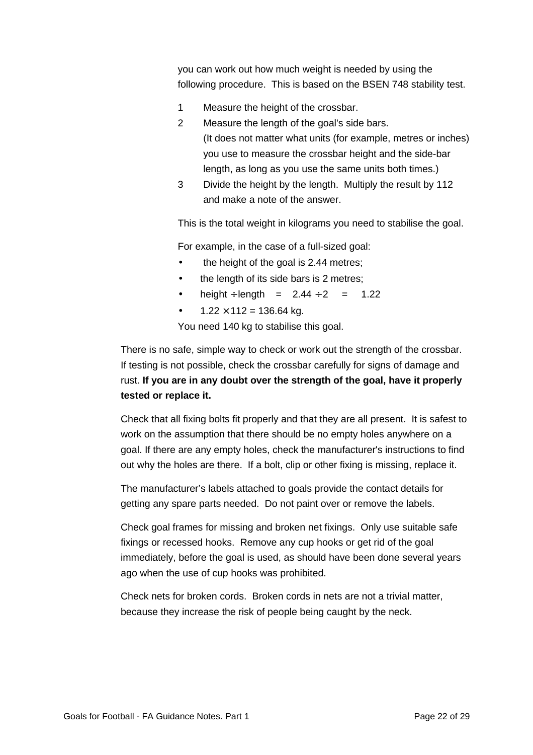you can work out how much weight is needed by using the following procedure. This is based on the BSEN 748 stability test.

1. Measure the height of the crossbar.
2. Measure the length of the goal's side bars.
   (It does not matter what units (for example, metres or inches) you use to measure the crossbar height and the side-bar length, as long as you use the same units both times.)
3. Divide the height by the length. Multiply the result by 112 and make a note of the answer.

This is the total weight in kilograms you need to stabilise the goal.

For example, in the case of a full-sized goal:

- the height of the goal is 2.44 metres;
- the length of its side bars is 2 metres;
- height $\div$ length = $2.44 \div 2 = 1.22$
- $1.22 \times 112 = 136.64$ kg.

You need 140 kg to stabilise this goal.

There is no safe, simple way to check or work out the strength of the crossbar. If testing is not possible, check the crossbar carefully for signs of damage and rust. **If you are in any doubt over the strength of the goal, have it properly tested or replace it.**

Check that all fixing bolts fit properly and that they are all present. It is safest to work on the assumption that there should be no empty holes anywhere on a goal. If there are any empty holes, check the manufacturer's instructions to find out why the holes are there. If a bolt, clip or other fixing is missing, replace it.

The manufacturer's labels attached to goals provide the contact details for getting any spare parts needed. Do not paint over or remove the labels.

Check goal frames for missing and broken net fixings. Only use suitable safe fixings or recessed hooks. Remove any cup hooks or get rid of the goal immediately, before the goal is used, as should have been done several years ago when the use of cup hooks was prohibited.

Check nets for broken cords. Broken cords in nets are not a trivial matter, because they increase the risk of people being caught by the neck.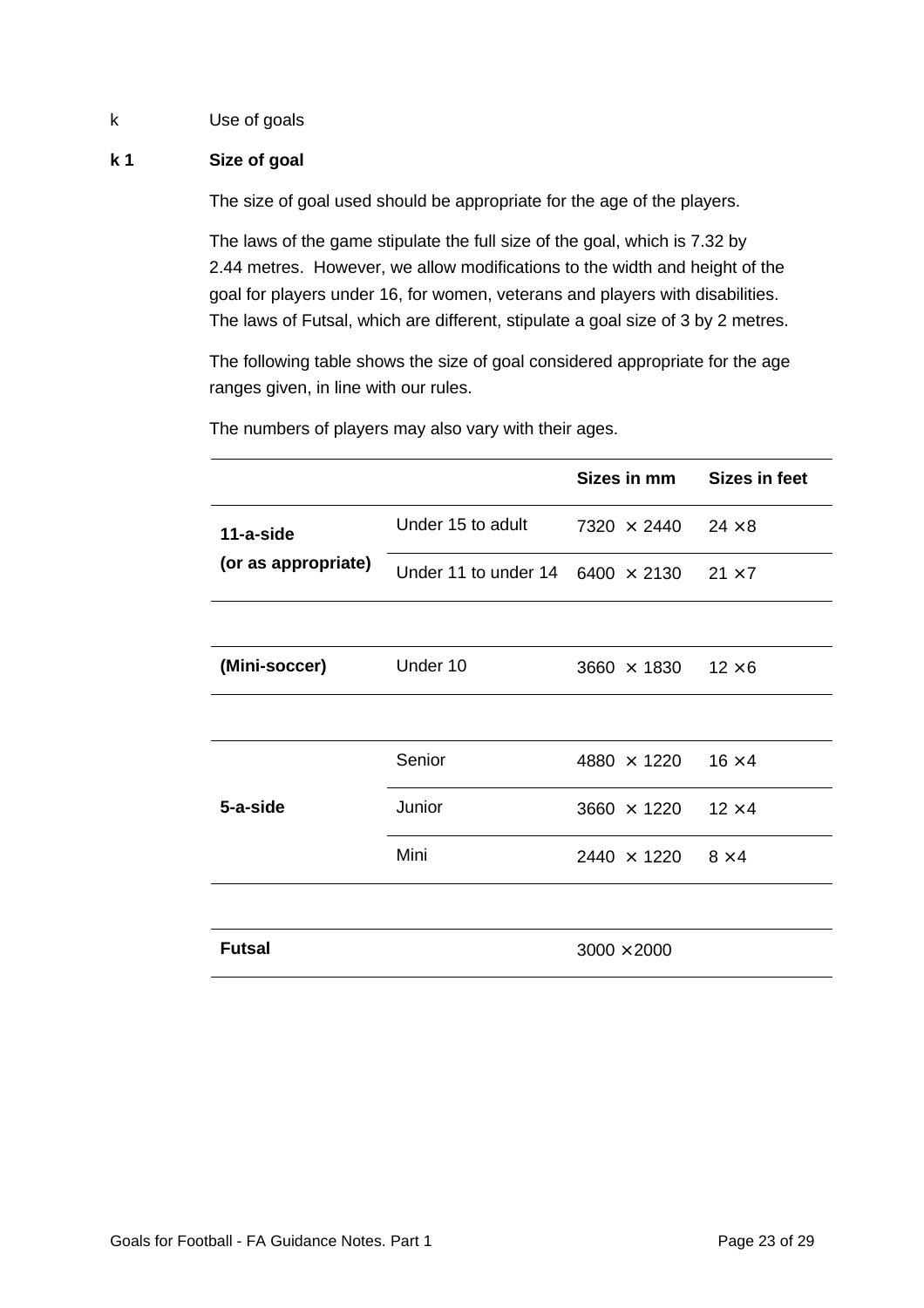k Use of goals

**k 1 Size of goal**

The size of goal used should be appropriate for the age of the players.

The laws of the game stipulate the full size of the goal, which is 7.32 by 2.44 metres. However, we allow modifications to the width and height of the goal for players under 16, for women, veterans and players with disabilities. The laws of Futsal, which are different, stipulate a goal size of 3 by 2 metres.

The following table shows the size of goal considered appropriate for the age ranges given, in line with our rules.

The numbers of players may also vary with their ages.

| | | **Sizes in mm** | **Sizes in feet** |
|---|---|---|---|
| **11-a-side (or as appropriate)** | Under 15 to adult | 7320 × 2440 | 24 × 8 |
| | Under 11 to under 14 | 6400 × 2130 | 21 × 7 |
| **(Mini-soccer)** | Under 10 | 3660 × 1830 | 12 × 6 |
| **5-a-side** | Senior | 4880 × 1220 | 16 × 4 |
| | Junior | 3660 × 1220 | 12 × 4 |
| | Mini | 2440 × 1220 | 8 × 4 |
| **Futsal** | | 3000 × 2000 | |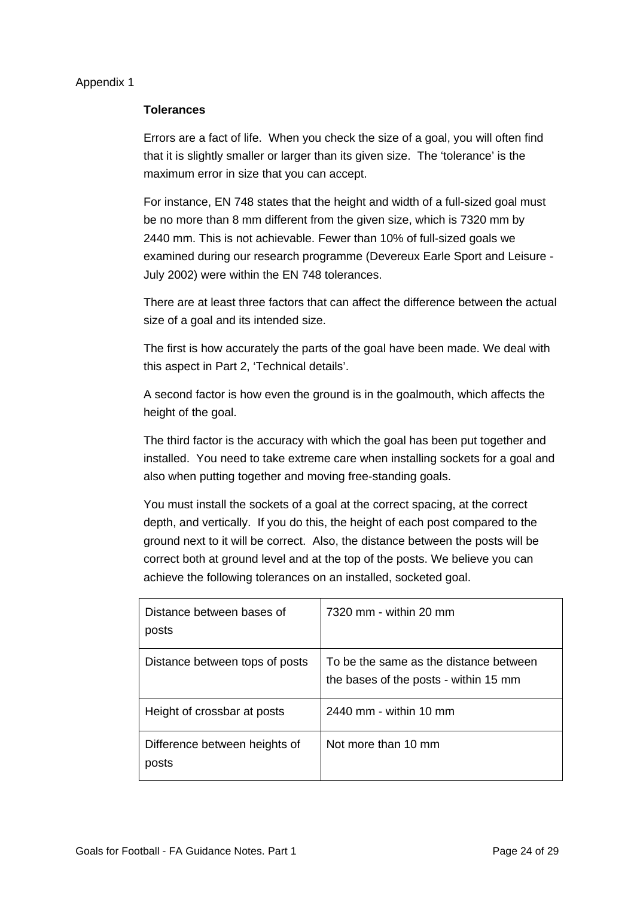Appendix 1

## Tolerances

Errors are a fact of life. When you check the size of a goal, you will often find that it is slightly smaller or larger than its given size. The 'tolerance' is the maximum error in size that you can accept.

For instance, EN 748 states that the height and width of a full-sized goal must be no more than 8 mm different from the given size, which is 7320 mm by 2440 mm. This is not achievable. Fewer than 10% of full-sized goals we examined during our research programme (Devereux Earle Sport and Leisure - July 2002) were within the EN 748 tolerances.

There are at least three factors that can affect the difference between the actual size of a goal and its intended size.

The first is how accurately the parts of the goal have been made. We deal with this aspect in Part 2, 'Technical details'.

A second factor is how even the ground is in the goalmouth, which affects the height of the goal.

The third factor is the accuracy with which the goal has been put together and installed. You need to take extreme care when installing sockets for a goal and also when putting together and moving free-standing goals.

You must install the sockets of a goal at the correct spacing, at the correct depth, and vertically. If you do this, the height of each post compared to the ground next to it will be correct. Also, the distance between the posts will be correct both at ground level and at the top of the posts. We believe you can achieve the following tolerances on an installed, socketed goal.

| | |
|---|---|
| Distance between bases of posts | 7320 mm - within 20 mm |
| Distance between tops of posts | To be the same as the distance between the bases of the posts - within 15 mm |
| Height of crossbar at posts | 2440 mm - within 10 mm |
| Difference between heights of posts | Not more than 10 mm |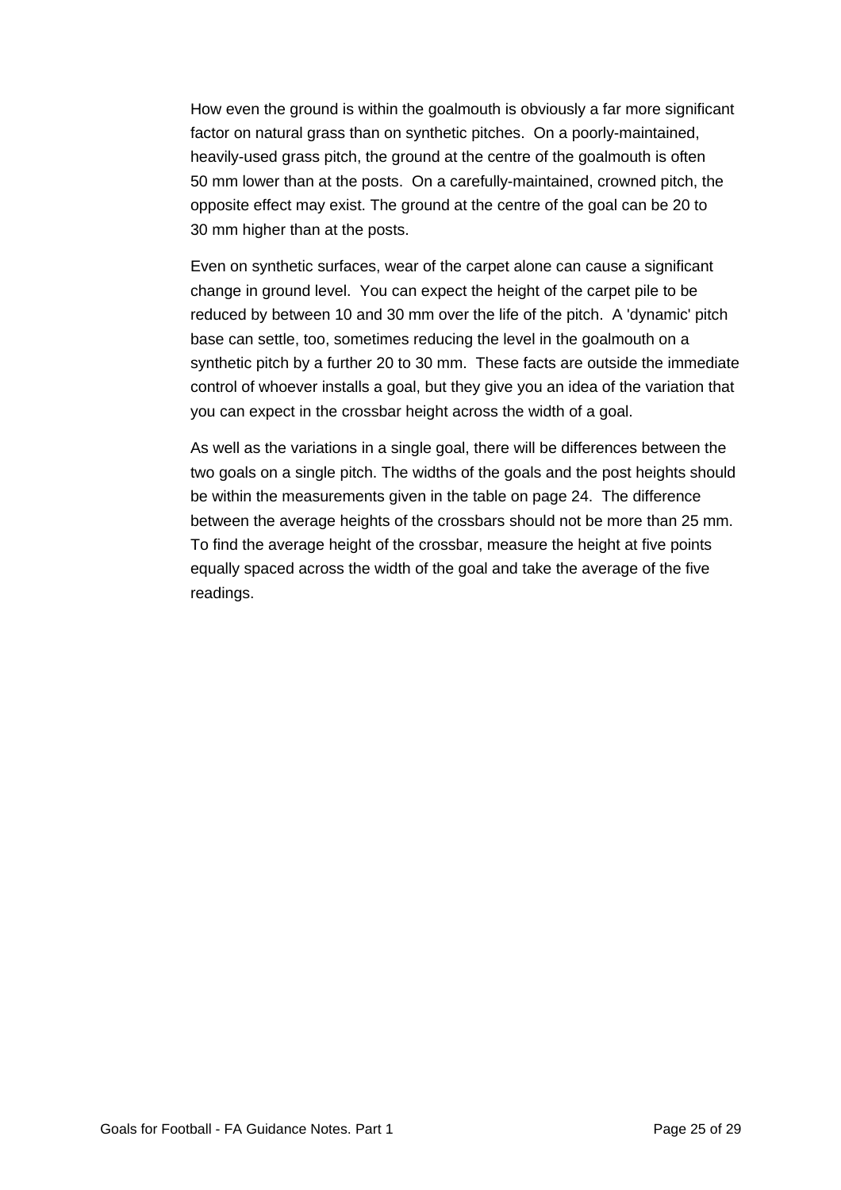How even the ground is within the goalmouth is obviously a far more significant factor on natural grass than on synthetic pitches. On a poorly-maintained, heavily-used grass pitch, the ground at the centre of the goalmouth is often 50 mm lower than at the posts. On a carefully-maintained, crowned pitch, the opposite effect may exist. The ground at the centre of the goal can be 20 to 30 mm higher than at the posts.

Even on synthetic surfaces, wear of the carpet alone can cause a significant change in ground level. You can expect the height of the carpet pile to be reduced by between 10 and 30 mm over the life of the pitch. A 'dynamic' pitch base can settle, too, sometimes reducing the level in the goalmouth on a synthetic pitch by a further 20 to 30 mm. These facts are outside the immediate control of whoever installs a goal, but they give you an idea of the variation that you can expect in the crossbar height across the width of a goal.

As well as the variations in a single goal, there will be differences between the two goals on a single pitch. The widths of the goals and the post heights should be within the measurements given in the table on page 24. The difference between the average heights of the crossbars should not be more than 25 mm. To find the average height of the crossbar, measure the height at five points equally spaced across the width of the goal and take the average of the five readings.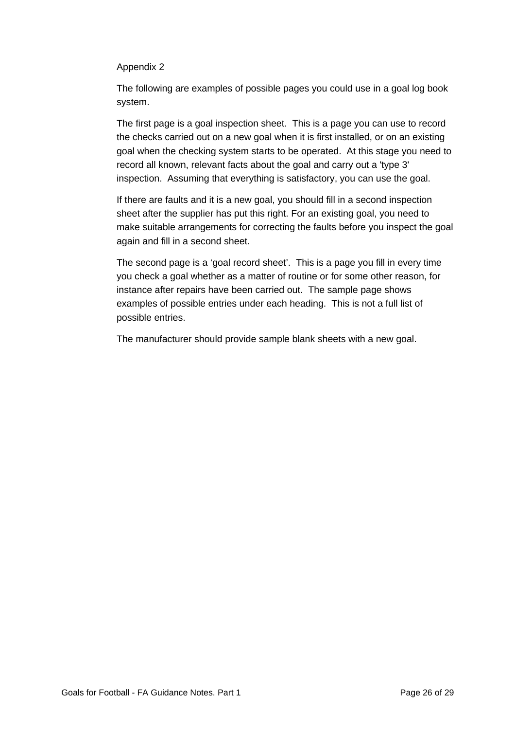Appendix 2

The following are examples of possible pages you could use in a goal log book system.

The first page is a goal inspection sheet. This is a page you can use to record the checks carried out on a new goal when it is first installed, or on an existing goal when the checking system starts to be operated. At this stage you need to record all known, relevant facts about the goal and carry out a 'type 3' inspection. Assuming that everything is satisfactory, you can use the goal.

If there are faults and it is a new goal, you should fill in a second inspection sheet after the supplier has put this right. For an existing goal, you need to make suitable arrangements for correcting the faults before you inspect the goal again and fill in a second sheet.

The second page is a ‘goal record sheet’. This is a page you fill in every time you check a goal whether as a matter of routine or for some other reason, for instance after repairs have been carried out. The sample page shows examples of possible entries under each heading. This is not a full list of possible entries.

The manufacturer should provide sample blank sheets with a new goal.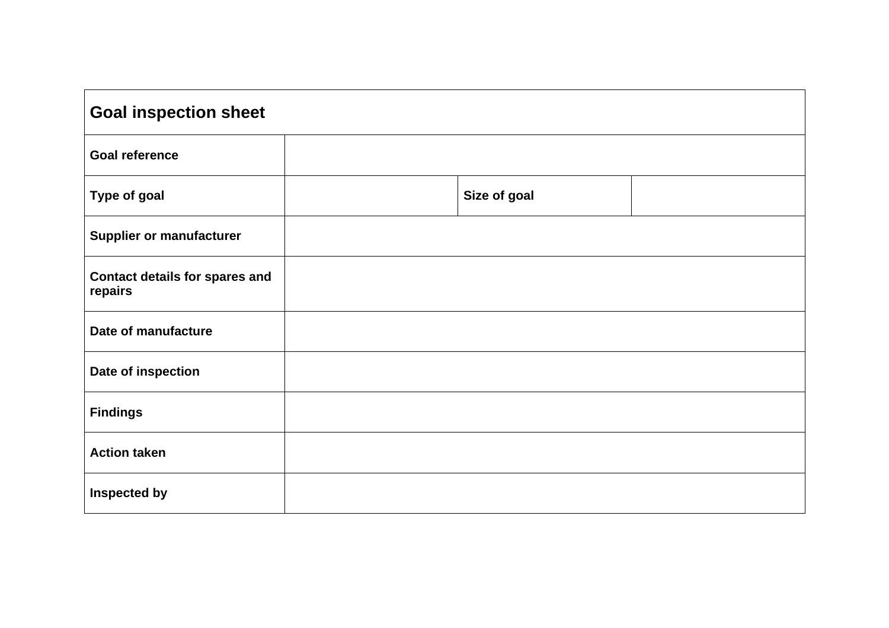| Goal inspection sheet | | | |
|---|---|---|---|
| **Goal reference** | | | |
| **Type of goal** | | **Size of goal** | |
| **Supplier or manufacturer** | | | |
| **Contact details for spares and repairs** | | | |
| **Date of manufacture** | | | |
| **Date of inspection** | | | |
| **Findings** | | | |
| **Action taken** | | | |
| **Inspected by** | | | |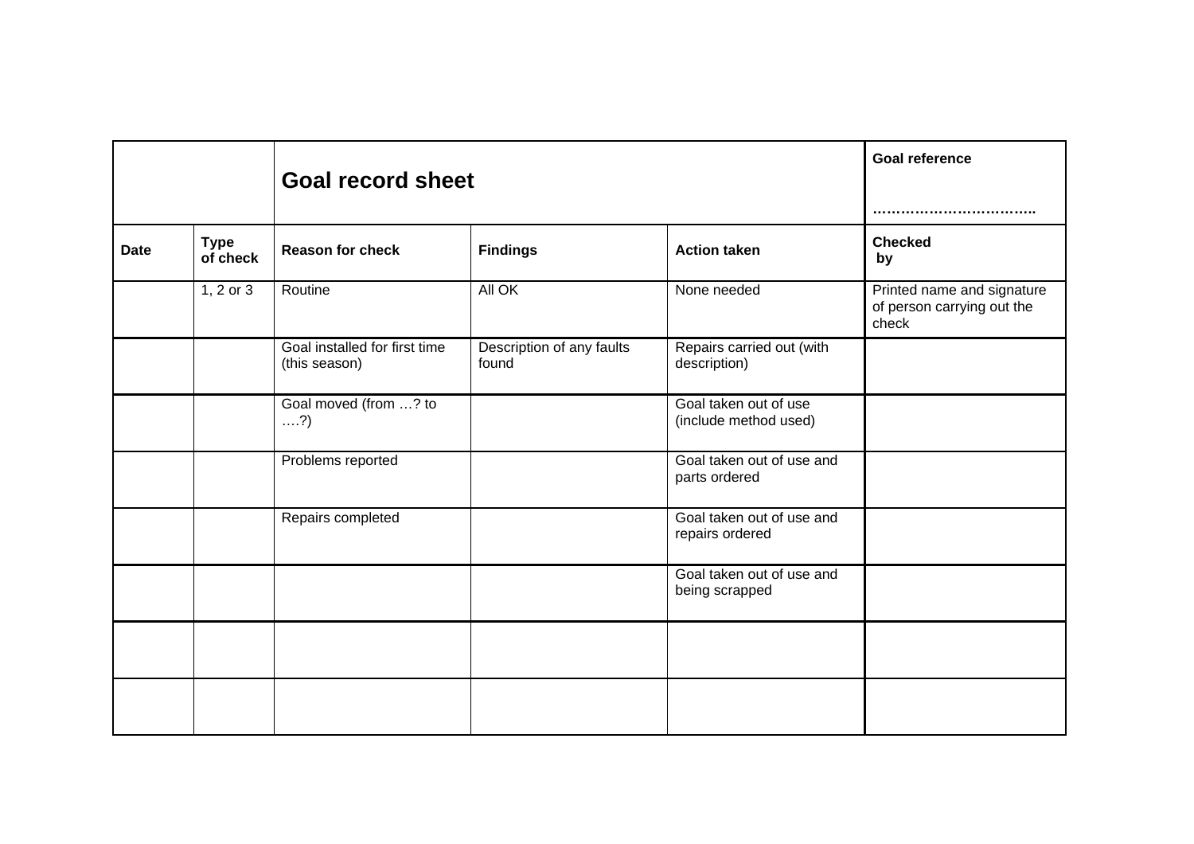| | | Goal record sheet | | | Goal reference<br><br>…………………………….. |
|---|---|---|---|---|---|
| **Date** | **Type of check** | **Reason for check** | **Findings** | **Action taken** | **Checked by** |
| | 1, 2 or 3 | Routine | All OK | None needed | Printed name and signature of person carrying out the check |
| | | Goal installed for first time (this season) | Description of any faults found | Repairs carried out (with description) | |
| | | Goal moved (from …? to ….?) | | Goal taken out of use (include method used) | |
| | | Problems reported | | Goal taken out of use and parts ordered | |
| | | Repairs completed | | Goal taken out of use and repairs ordered | |
| | | | | Goal taken out of use and being scrapped | |
| | | | | | |
| | | | | | |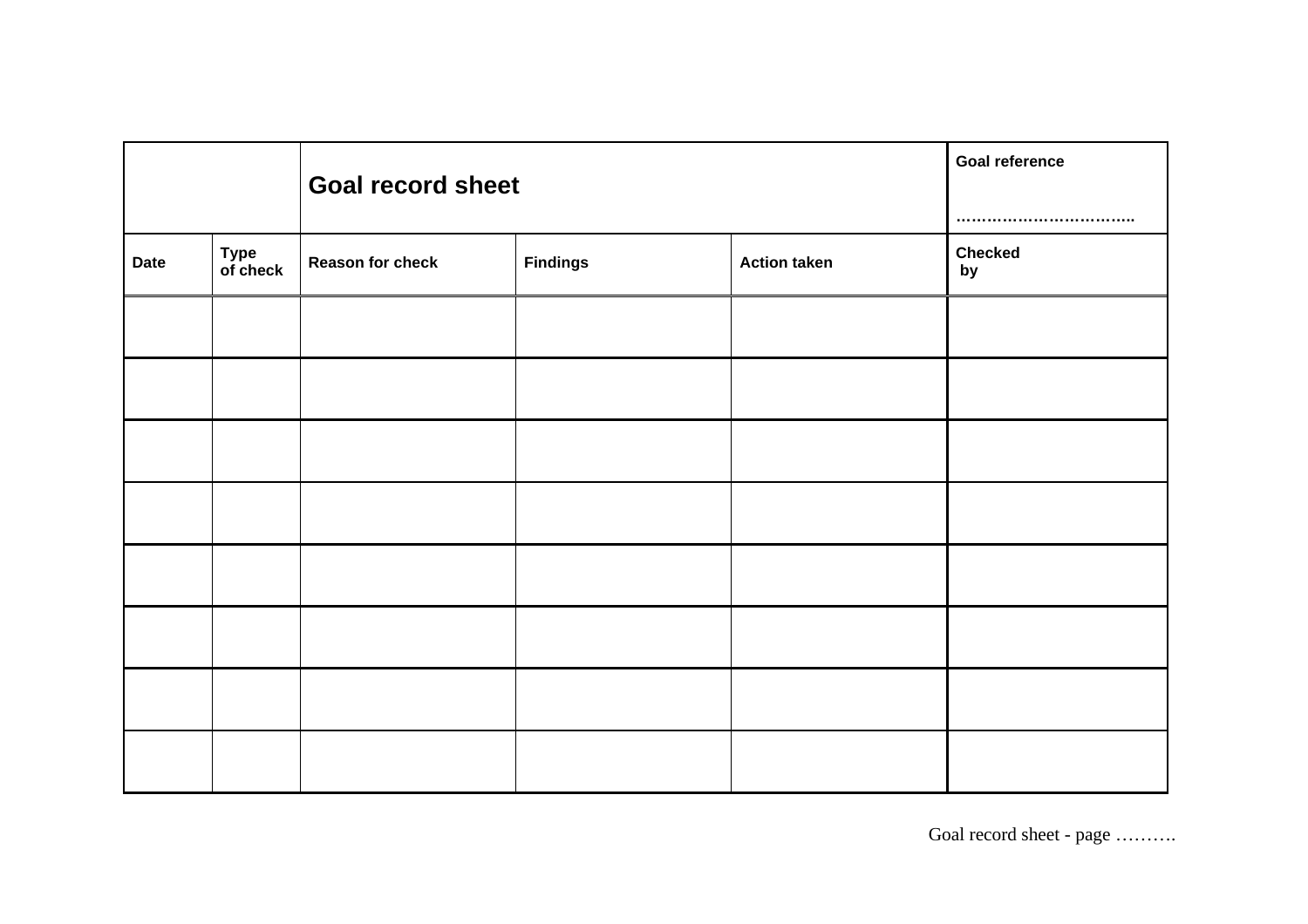| | | Goal record sheet | | | Goal reference<br><br>…………………………… |
|---|---|---|---|---|---|
| Date | Type of check | Reason for check | Findings | Action taken | Checked by |
| | | | | | |
| | | | | | |
| | | | | | |
| | | | | | |
| | | | | | |
| | | | | | |
| | | | | | |
| | | | | | |

Goal record sheet - page ……….